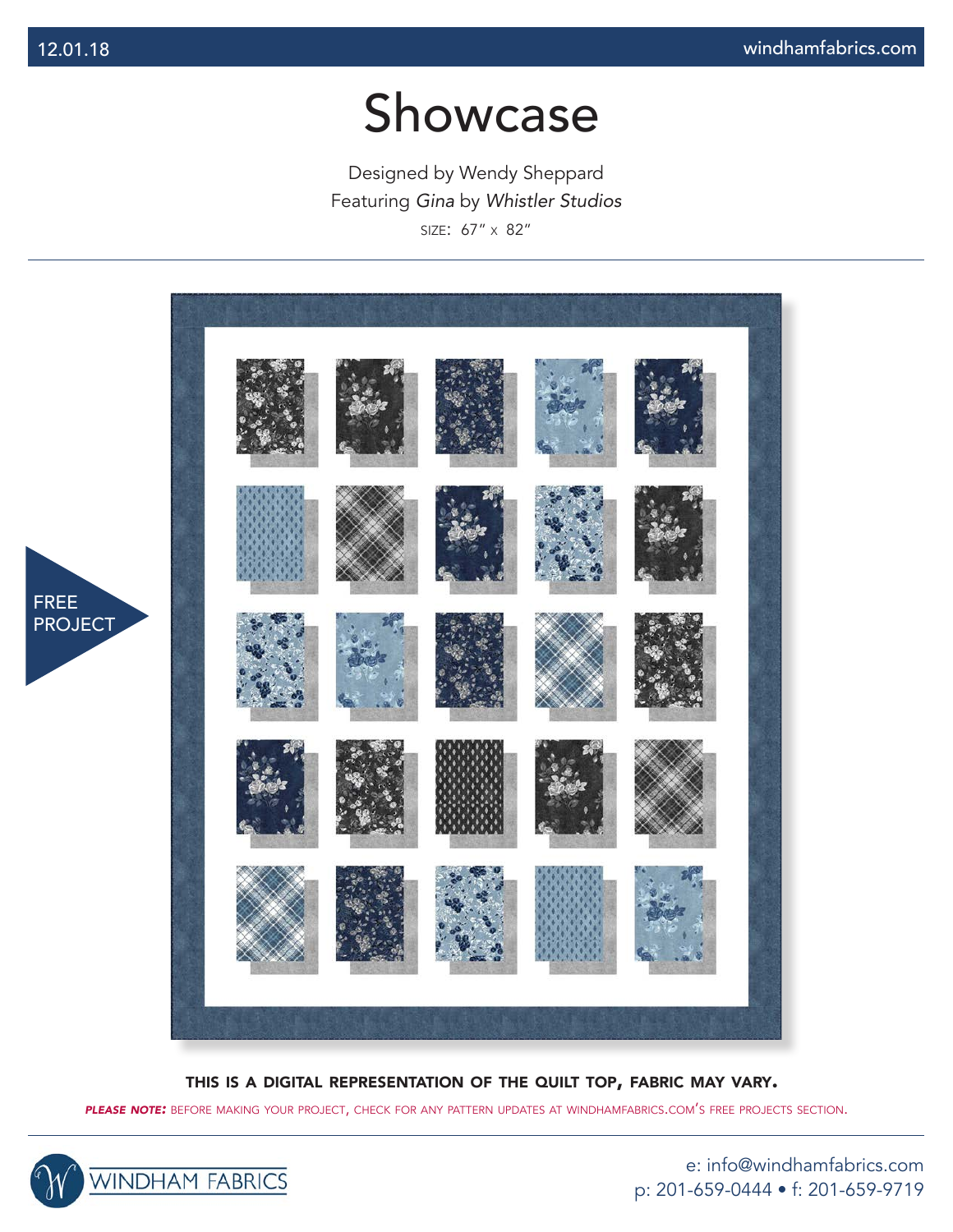12.01.18

windhamfabrics.com

# Showcase

Designed by Wendy Sheppard
Featuring *Gina* by *Whistler Studios*
SIZE: 67" x 82"

FREE PROJECT

**THIS IS A DIGITAL REPRESENTATION OF THE QUILT TOP, FABRIC MAY VARY.**

***PLEASE NOTE:*** BEFORE MAKING YOUR PROJECT, CHECK FOR ANY PATTERN UPDATES AT WINDHAMFABRICS.COM'S FREE PROJECTS SECTION.

WINDHAM FABRICS

e: info@windhamfabrics.com
p: 201-659-0444 • f: 201-659-9719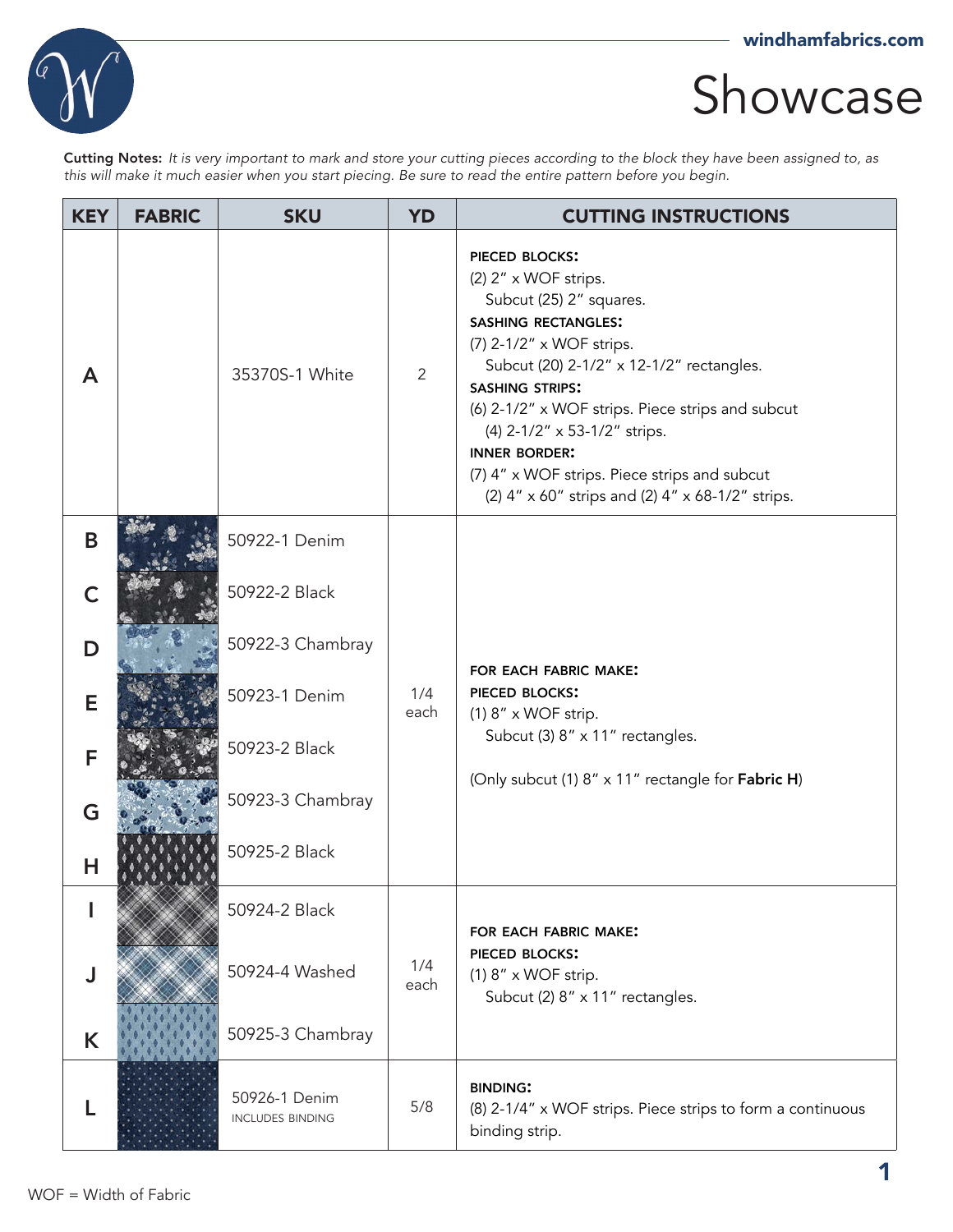# Showcase

**Cutting Notes:** *It is very important to mark and store your cutting pieces according to the block they have been assigned to, as this will make it much easier when you start piecing. Be sure to read the entire pattern before you begin.*

| KEY | FABRIC | SKU | YD | CUTTING INSTRUCTIONS |
|---|---|---|---|---|
| A | | 35370S-1 White | 2 | **PIECED BLOCKS:**<br>(2) 2" x WOF strips.<br>Subcut (25) 2" squares.<br>**SASHING RECTANGLES:**<br>(7) 2-1/2" x WOF strips.<br>Subcut (20) 2-1/2" x 12-1/2" rectangles.<br>**SASHING STRIPS:**<br>(6) 2-1/2" x WOF strips. Piece strips and subcut (4) 2-1/2" x 53-1/2" strips.<br>**INNER BORDER:**<br>(7) 4" x WOF strips. Piece strips and subcut (2) 4" x 60" strips and (2) 4" x 68-1/2" strips. |
| B | | 50922-1 Denim | 1/4 each | **FOR EACH FABRIC MAKE:**<br>**PIECED BLOCKS:**<br>(1) 8" x WOF strip.<br>Subcut (3) 8" x 11" rectangles.<br><br>(Only subcut (1) 8" x 11" rectangle for **Fabric H**) |
| C | | 50922-2 Black | | |
| D | | 50922-3 Chambray | | |
| E | | 50923-1 Denim | | |
| F | | 50923-2 Black | | |
| G | | 50923-3 Chambray | | |
| H | | 50925-2 Black | | |
| I | | 50924-2 Black | 1/4 each | **FOR EACH FABRIC MAKE:**<br>**PIECED BLOCKS:**<br>(1) 8" x WOF strip.<br>Subcut (2) 8" x 11" rectangles. |
| J | | 50924-4 Washed | | |
| K | | 50925-3 Chambray | | |
| L | | 50926-1 Denim<br>INCLUDES BINDING | 5/8 | **BINDING:**<br>(8) 2-1/4" x WOF strips. Piece strips to form a continuous binding strip. |

WOF = Width of Fabric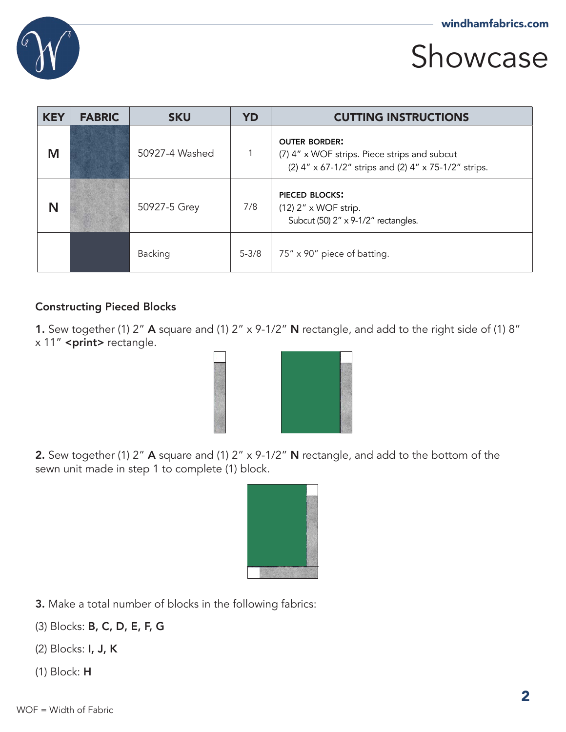# Showcase

| KEY | FABRIC | SKU | YD | CUTTING INSTRUCTIONS |
|---|---|---|---|---|
| M | | 50927-4 Washed | 1 | **OUTER BORDER:** (7) 4" x WOF strips. Piece strips and subcut (2) 4" x 67-1/2" strips and (2) 4" x 75-1/2" strips. |
| N | | 50927-5 Grey | 7/8 | **PIECED BLOCKS:** (12) 2" x WOF strip. Subcut (50) 2" x 9-1/2" rectangles. |
| | | Backing | 5-3/8 | 75" x 90" piece of batting. |

## Constructing Pieced Blocks

**1.** Sew together (1) 2" **A** square and (1) 2" x 9-1/2" **N** rectangle, and add to the right side of (1) 8" x 11" **<print>** rectangle.

**2.** Sew together (1) 2" **A** square and (1) 2" x 9-1/2" **N** rectangle, and add to the bottom of the sewn unit made in step 1 to complete (1) block.

**3.** Make a total number of blocks in the following fabrics:

(3) Blocks: **B, C, D, E, F, G**

(2) Blocks: **I, J, K**

(1) Block: **H**

WOF = Width of Fabric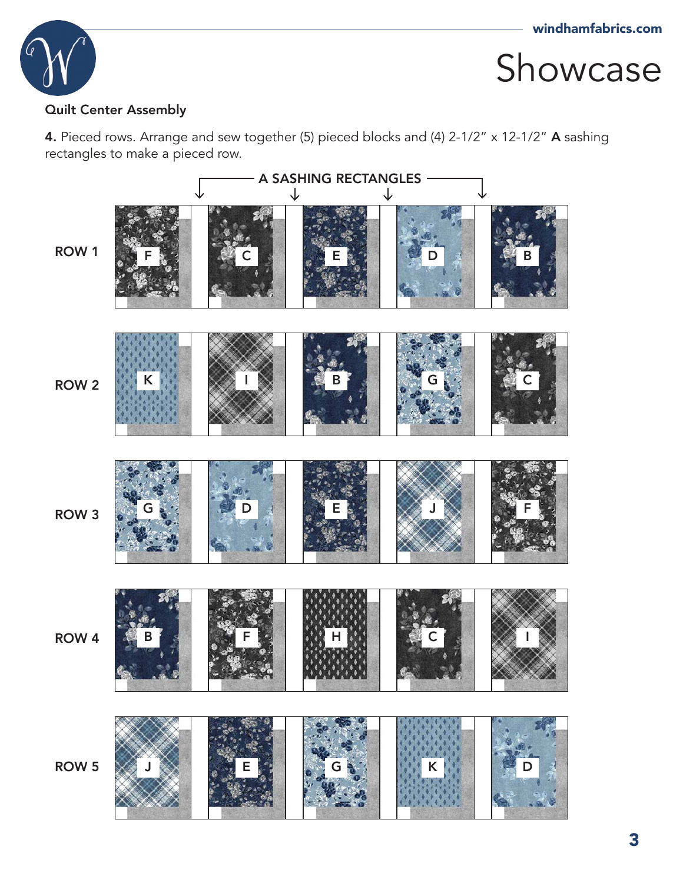## Quilt Center Assembly

**4.** Pieced rows. Arrange and sew together (5) pieced blocks and (4) 2-1/2" x 12-1/2" **A** sashing rectangles to make a pieced row.

A SASHING RECTANGLES

ROW 1: F, C, E, D, B

ROW 2: K, I, B, G, C

ROW 3: G, D, E, J, F

ROW 4: B, F, H, C, I

ROW 5: J, E, G, K, D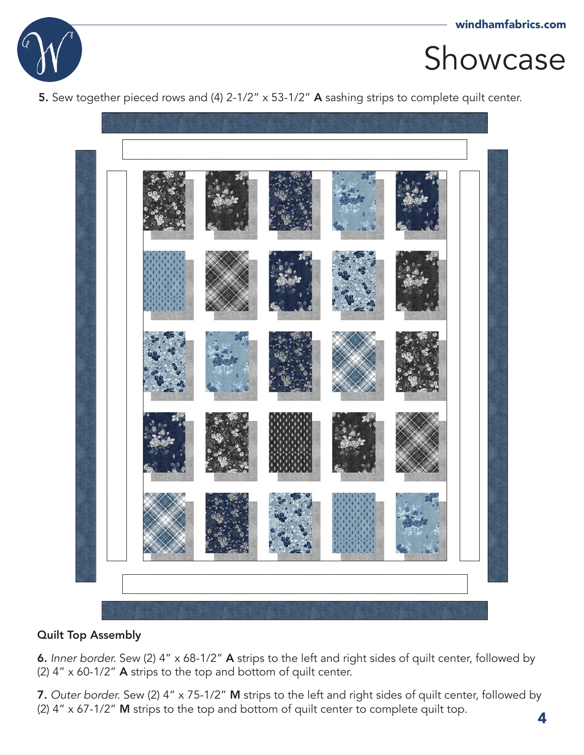**5.** Sew together pieced rows and (4) 2-1/2" x 53-1/2" **A** sashing strips to complete quilt center.

## Quilt Top Assembly

**6.** *Inner border.* Sew (2) 4" x 68-1/2" **A** strips to the left and right sides of quilt center, followed by (2) 4" x 60-1/2" **A** strips to the top and bottom of quilt center.

**7.** *Outer border.* Sew (2) 4" x 75-1/2" **M** strips to the left and right sides of quilt center, followed by (2) 4" x 67-1/2" **M** strips to the top and bottom of quilt center to complete quilt top.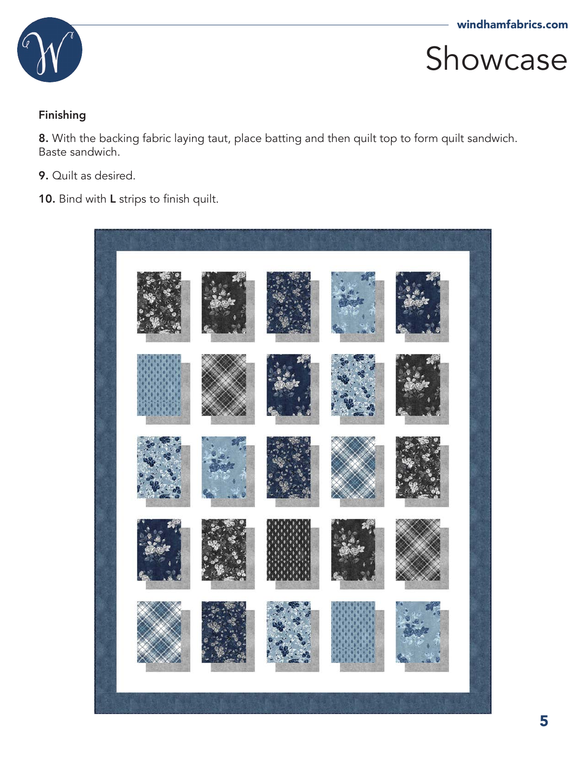### Finishing

**8.** With the backing fabric laying taut, place batting and then quilt top to form quilt sandwich. Baste sandwich.

**9.** Quilt as desired.

**10.** Bind with **L** strips to finish quilt.